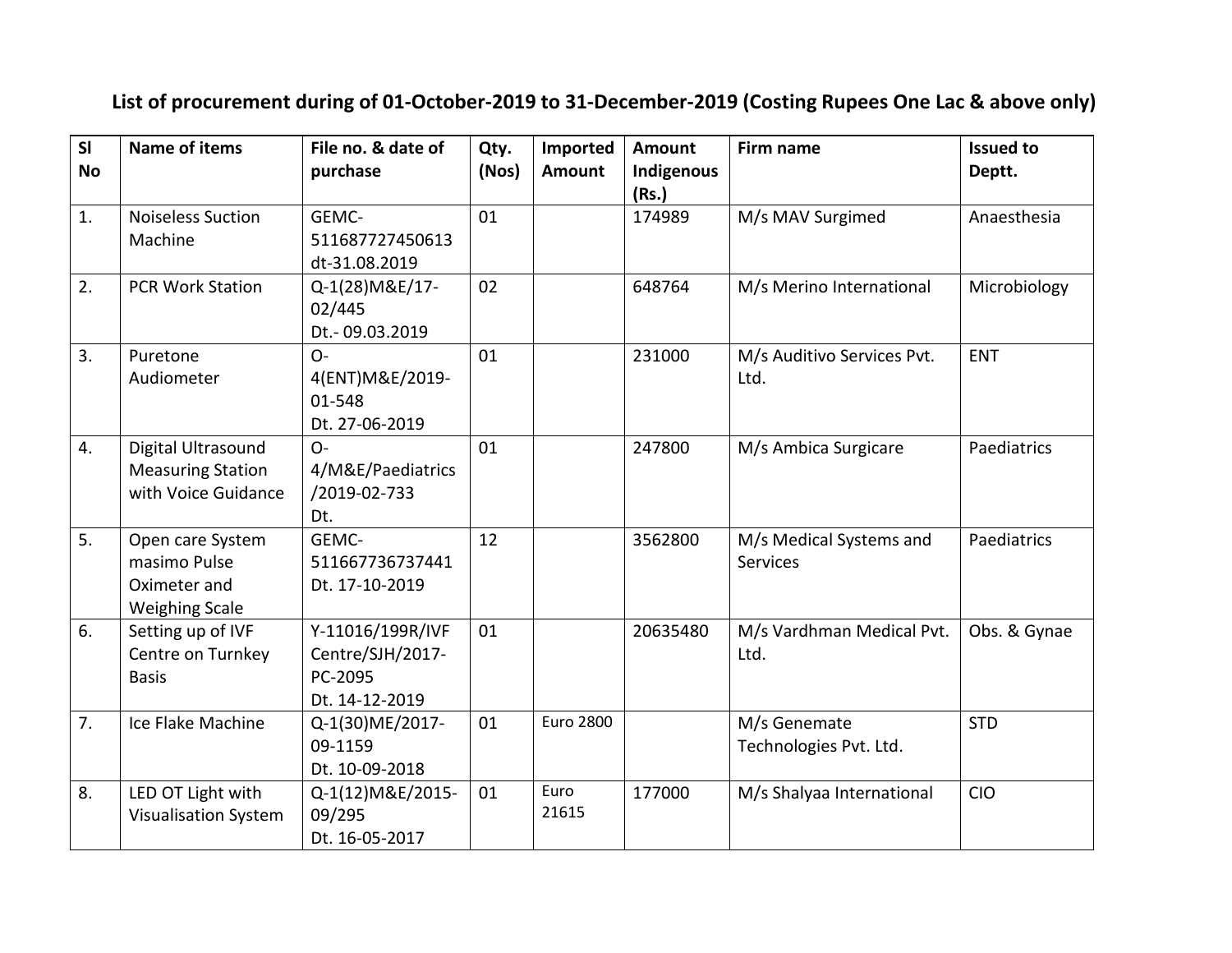## List of procurement during of 01-October-2019 to 31-December-2019 (Costing Rupees One Lac & above only)

| Sl No | Name of items | File no. & date of purchase | Qty. (Nos) | Imported Amount | Amount Indigenous (Rs.) | Firm name | Issued to Deptt. |
|---|---|---|---|---|---|---|---|
| 1. | Noiseless Suction Machine | GEMC-511687727450613 dt-31.08.2019 | 01 | | 174989 | M/s MAV Surgimed | Anaesthesia |
| 2. | PCR Work Station | Q-1(28)M&E/17-02/445 Dt.- 09.03.2019 | 02 | | 648764 | M/s Merino International | Microbiology |
| 3. | Puretone Audiometer | O-4(ENT)M&E/2019-01-548 Dt. 27-06-2019 | 01 | | 231000 | M/s Auditivo Services Pvt. Ltd. | ENT |
| 4. | Digital Ultrasound Measuring Station with Voice Guidance | O-4/M&E/Paediatrics/2019-02-733 Dt. | 01 | | 247800 | M/s Ambica Surgicare | Paediatrics |
| 5. | Open care System masimo Pulse Oximeter and Weighing Scale | GEMC-511667736737441 Dt. 17-10-2019 | 12 | | 3562800 | M/s Medical Systems and Services | Paediatrics |
| 6. | Setting up of IVF Centre on Turnkey Basis | Y-11016/199R/IVF Centre/SJH/2017-PC-2095 Dt. 14-12-2019 | 01 | | 20635480 | M/s Vardhman Medical Pvt. Ltd. | Obs. & Gynae |
| 7. | Ice Flake Machine | Q-1(30)ME/2017-09-1159 Dt. 10-09-2018 | 01 | Euro 2800 | | M/s Genemate Technologies Pvt. Ltd. | STD |
| 8. | LED OT Light with Visualisation System | Q-1(12)M&E/2015-09/295 Dt. 16-05-2017 | 01 | Euro 21615 | 177000 | M/s Shalyaa International | CIO |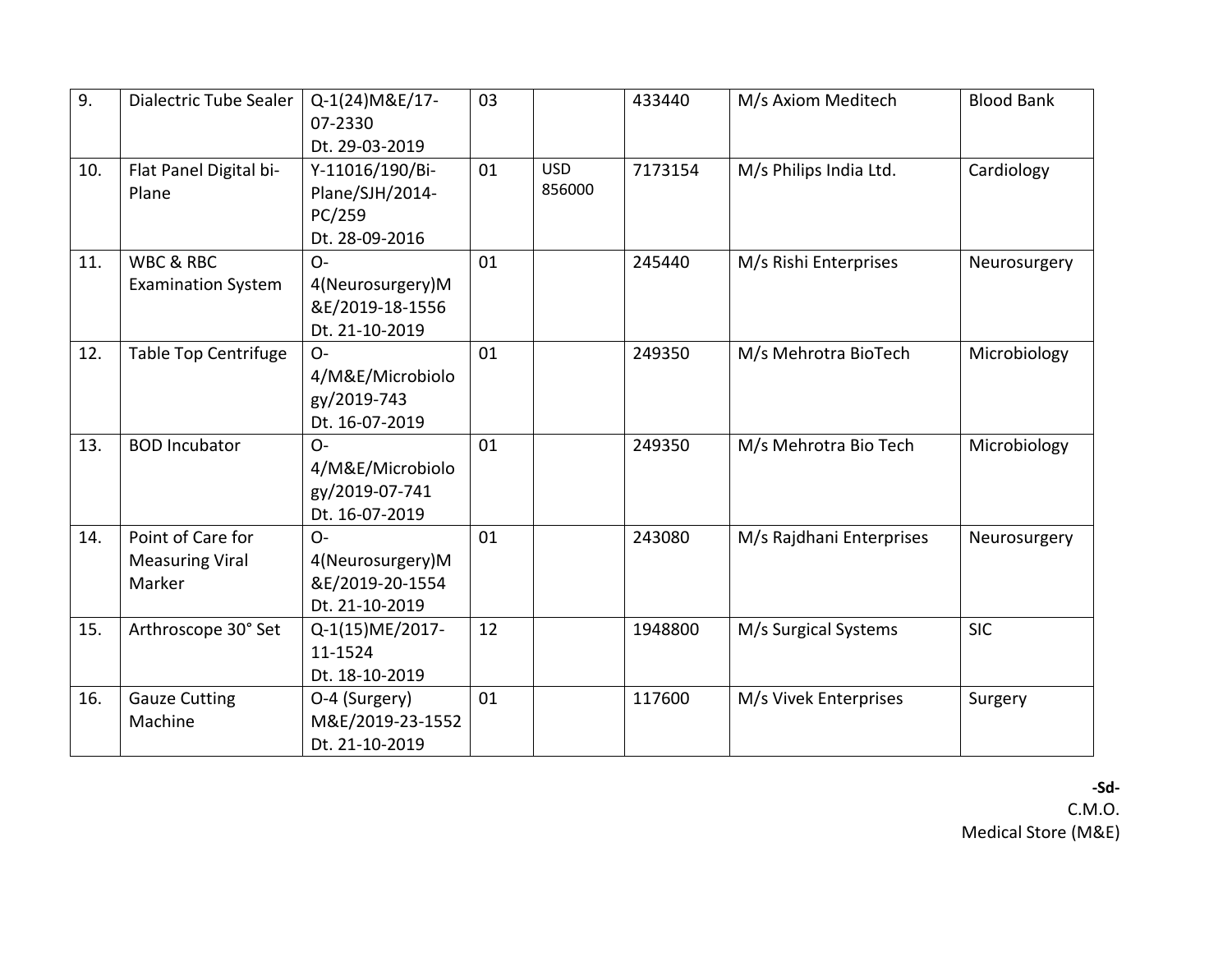| | | | | | | | |
|---|---|---|---|---|---|---|---|
| 9. | Dialectric Tube Sealer | Q-1(24)M&E/17-07-2330 Dt. 29-03-2019 | 03 | | 433440 | M/s Axiom Meditech | Blood Bank |
| 10. | Flat Panel Digital bi-Plane | Y-11016/190/Bi-Plane/SJH/2014-PC/259 Dt. 28-09-2016 | 01 | USD 856000 | 7173154 | M/s Philips India Ltd. | Cardiology |
| 11. | WBC & RBC Examination System | O-4(Neurosurgery)M&E/2019-18-1556 Dt. 21-10-2019 | 01 | | 245440 | M/s Rishi Enterprises | Neurosurgery |
| 12. | Table Top Centrifuge | O-4/M&E/Microbiology/2019-743 Dt. 16-07-2019 | 01 | | 249350 | M/s Mehrotra BioTech | Microbiology |
| 13. | BOD Incubator | O-4/M&E/Microbiology/2019-07-741 Dt. 16-07-2019 | 01 | | 249350 | M/s Mehrotra Bio Tech | Microbiology |
| 14. | Point of Care for Measuring Viral Marker | O-4(Neurosurgery)M&E/2019-20-1554 Dt. 21-10-2019 | 01 | | 243080 | M/s Rajdhani Enterprises | Neurosurgery |
| 15. | Arthroscope 30° Set | Q-1(15)ME/2017-11-1524 Dt. 18-10-2019 | 12 | | 1948800 | M/s Surgical Systems | SIC |
| 16. | Gauze Cutting Machine | O-4 (Surgery) M&E/2019-23-1552 Dt. 21-10-2019 | 01 | | 117600 | M/s Vivek Enterprises | Surgery |

**-Sd-**
C.M.O.
Medical Store (M&E)